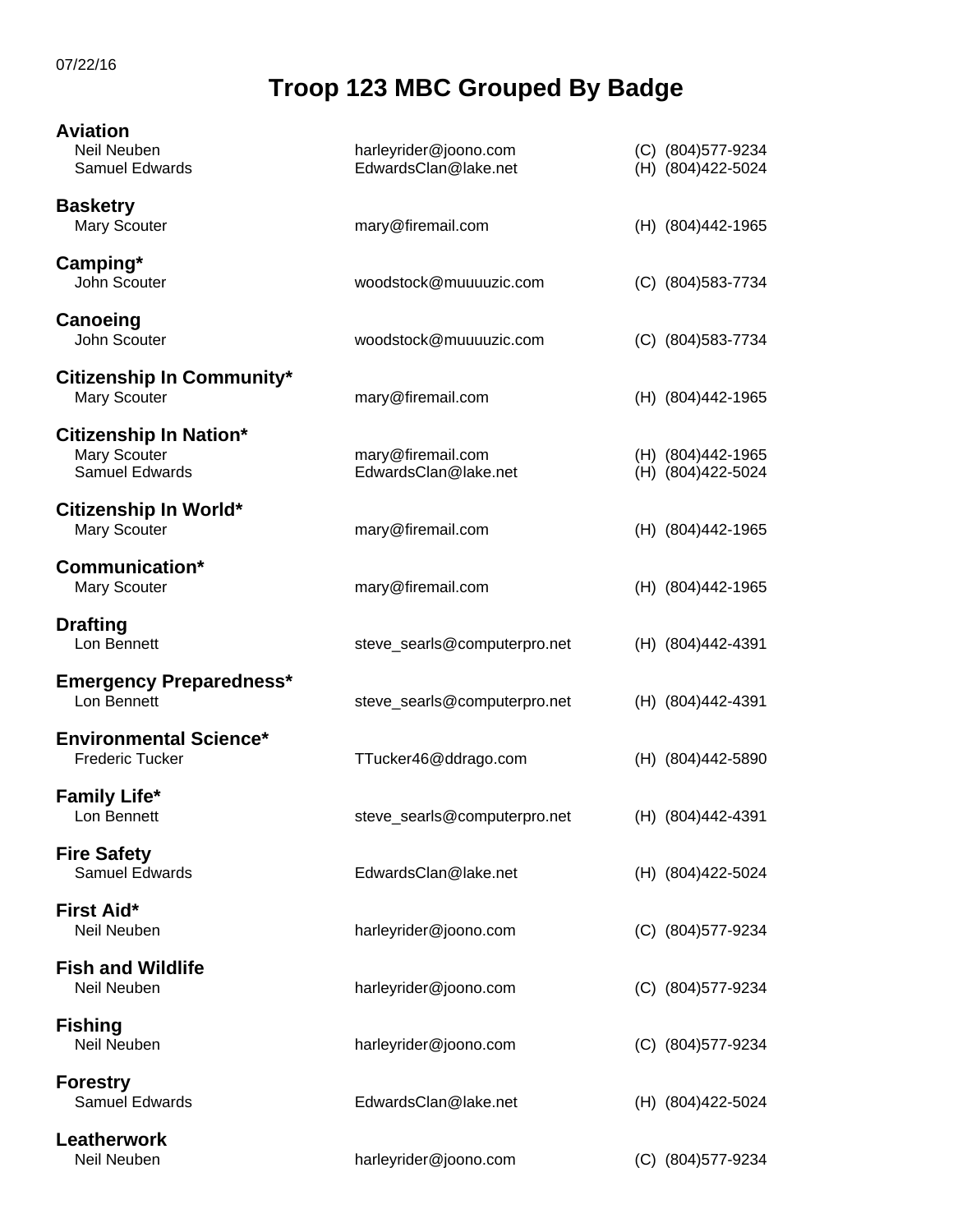07/22/16

# Troop 123 MBC Grouped By Badge

## Aviation

| | | |
|---|---|---|
| Neil Neuben | harleyrider@joono.com | (C) (804)577-9234 |
| Samuel Edwards | EdwardsClan@lake.net | (H) (804)422-5024 |

## Basketry

| | | |
|---|---|---|
| Mary Scouter | mary@firemail.com | (H) (804)442-1965 |

## Camping*

| | | |
|---|---|---|
| John Scouter | woodstock@muuuuzic.com | (C) (804)583-7734 |

## Canoeing

| | | |
|---|---|---|
| John Scouter | woodstock@muuuuzic.com | (C) (804)583-7734 |

## Citizenship In Community*

| | | |
|---|---|---|
| Mary Scouter | mary@firemail.com | (H) (804)442-1965 |

## Citizenship In Nation*

| | | |
|---|---|---|
| Mary Scouter | mary@firemail.com | (H) (804)442-1965 |
| Samuel Edwards | EdwardsClan@lake.net | (H) (804)422-5024 |

## Citizenship In World*

| | | |
|---|---|---|
| Mary Scouter | mary@firemail.com | (H) (804)442-1965 |

## Communication*

| | | |
|---|---|---|
| Mary Scouter | mary@firemail.com | (H) (804)442-1965 |

## Drafting

| | | |
|---|---|---|
| Lon Bennett | steve_searls@computerpro.net | (H) (804)442-4391 |

## Emergency Preparedness*

| | | |
|---|---|---|
| Lon Bennett | steve_searls@computerpro.net | (H) (804)442-4391 |

## Environmental Science*

| | | |
|---|---|---|
| Frederic Tucker | TTucker46@ddrago.com | (H) (804)442-5890 |

## Family Life*

| | | |
|---|---|---|
| Lon Bennett | steve_searls@computerpro.net | (H) (804)442-4391 |

## Fire Safety

| | | |
|---|---|---|
| Samuel Edwards | EdwardsClan@lake.net | (H) (804)422-5024 |

## First Aid*

| | | |
|---|---|---|
| Neil Neuben | harleyrider@joono.com | (C) (804)577-9234 |

## Fish and Wildlife

| | | |
|---|---|---|
| Neil Neuben | harleyrider@joono.com | (C) (804)577-9234 |

## Fishing

| | | |
|---|---|---|
| Neil Neuben | harleyrider@joono.com | (C) (804)577-9234 |

## Forestry

| | | |
|---|---|---|
| Samuel Edwards | EdwardsClan@lake.net | (H) (804)422-5024 |

## Leatherwork

| | | |
|---|---|---|
| Neil Neuben | harleyrider@joono.com | (C) (804)577-9234 |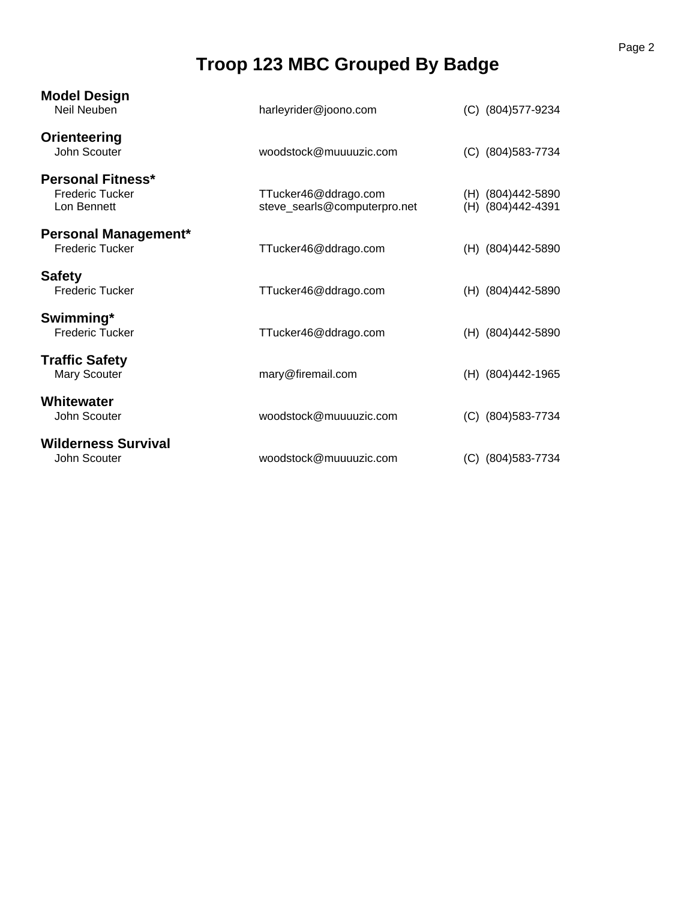# Troop 123 MBC Grouped By Badge

**Model Design**

| | | |
|---|---|---|
| Neil Neuben | harleyrider@joono.com | (C) (804)577-9234 |

**Orienteering**

| | | |
|---|---|---|
| John Scouter | woodstock@muuuuzic.com | (C) (804)583-7734 |

**Personal Fitness***

| | | |
|---|---|---|
| Frederic Tucker | TTucker46@ddrago.com | (H) (804)442-5890 |
| Lon Bennett | steve_searls@computerpro.net | (H) (804)442-4391 |

**Personal Management***

| | | |
|---|---|---|
| Frederic Tucker | TTucker46@ddrago.com | (H) (804)442-5890 |

**Safety**

| | | |
|---|---|---|
| Frederic Tucker | TTucker46@ddrago.com | (H) (804)442-5890 |

**Swimming***

| | | |
|---|---|---|
| Frederic Tucker | TTucker46@ddrago.com | (H) (804)442-5890 |

**Traffic Safety**

| | | |
|---|---|---|
| Mary Scouter | mary@firemail.com | (H) (804)442-1965 |

**Whitewater**

| | | |
|---|---|---|
| John Scouter | woodstock@muuuuzic.com | (C) (804)583-7734 |

**Wilderness Survival**

| | | |
|---|---|---|
| John Scouter | woodstock@muuuuzic.com | (C) (804)583-7734 |